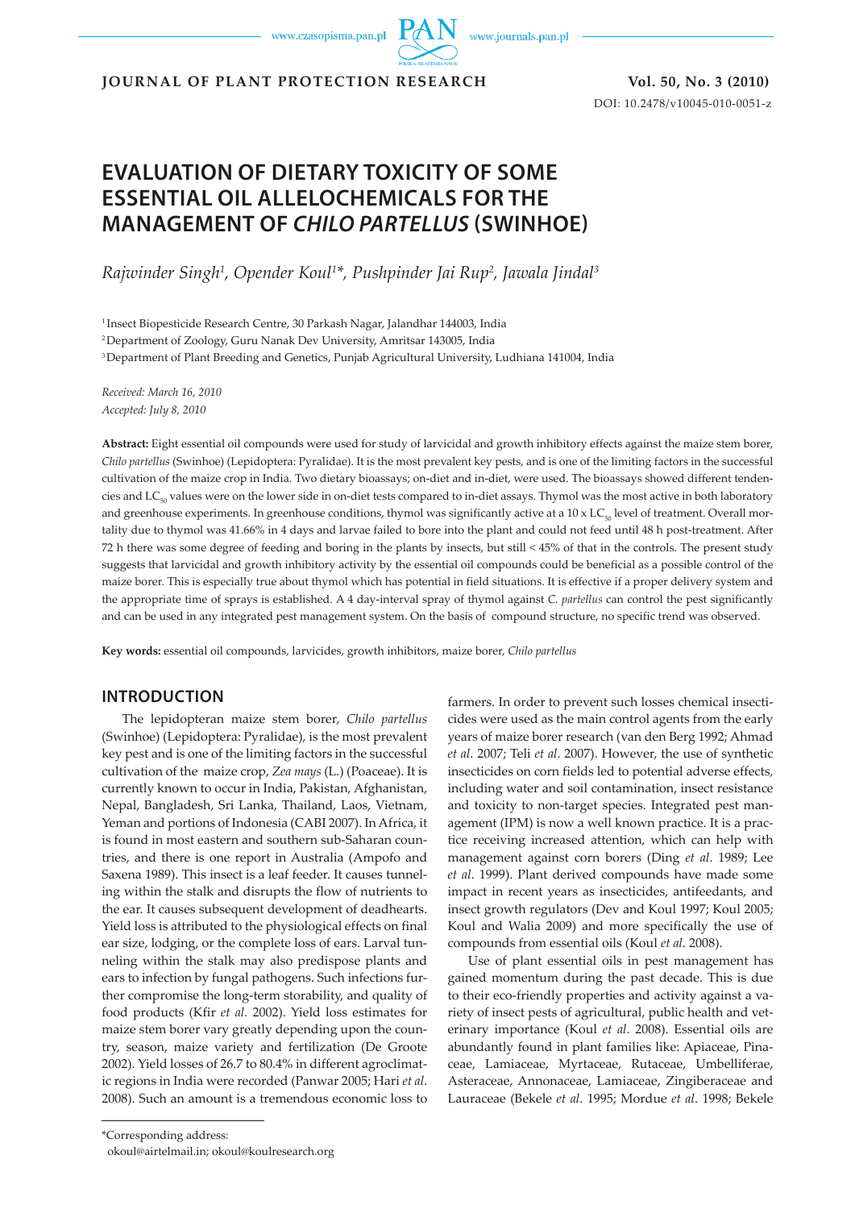**JOURNAL OF PLANT PROTECTION RESEARCH** **Vol. 50, No. 3 (2010)**

DOI: 10.2478/v10045-010-0051-z

# EVALUATION OF DIETARY TOXICITY OF SOME ESSENTIAL OIL ALLELOCHEMICALS FOR THE MANAGEMENT OF *CHILO PARTELLUS* (SWINHOE)

*Rajwinder Singh[1], Opender Koul[1]\*, Pushpinder Jai Rup[2], Jawala Jindal[3]*

[1] Insect Biopesticide Research Centre, 30 Parkash Nagar, Jalandhar 144003, India

[2] Department of Zoology, Guru Nanak Dev University, Amritsar 143005, India

[3] Department of Plant Breeding and Genetics, Punjab Agricultural University, Ludhiana 141004, India

*Received: March 16, 2010*
*Accepted: July 8, 2010*

**Abstract:** Eight essential oil compounds were used for study of larvicidal and growth inhibitory effects against the maize stem borer, *Chilo partellus* (Swinhoe) (Lepidoptera: Pyralidae). It is the most prevalent key pests, and is one of the limiting factors in the successful cultivation of the maize crop in India. Two dietary bioassays; on-diet and in-diet, were used. The bioassays showed different tendencies and $LC_{50}$ values were on the lower side in on-diet tests compared to in-diet assays. Thymol was the most active in both laboratory and greenhouse experiments. In greenhouse conditions, thymol was significantly active at a 10 x $LC_{50}$ level of treatment. Overall mortality due to thymol was 41.66% in 4 days and larvae failed to bore into the plant and could not feed until 48 h post-treatment. After 72 h there was some degree of feeding and boring in the plants by insects, but still < 45% of that in the controls. The present study suggests that larvicidal and growth inhibitory activity by the essential oil compounds could be beneficial as a possible control of the maize borer. This is especially true about thymol which has potential in field situations. It is effective if a proper delivery system and the appropriate time of sprays is established. A 4 day-interval spray of thymol against *C. partellus* can control the pest significantly and can be used in any integrated pest management system. On the basis of compound structure, no specific trend was observed.

**Key words:** essential oil compounds, larvicides, growth inhibitors, maize borer, *Chilo partellus*

## INTRODUCTION

The lepidopteran maize stem borer, *Chilo partellus* (Swinhoe) (Lepidoptera: Pyralidae), is the most prevalent key pest and is one of the limiting factors in the successful cultivation of the maize crop, *Zea mays* (L.) (Poaceae). It is currently known to occur in India, Pakistan, Afghanistan, Nepal, Bangladesh, Sri Lanka, Thailand, Laos, Vietnam, Yeman and portions of Indonesia (CABI 2007). In Africa, it is found in most eastern and southern sub-Saharan countries, and there is one report in Australia (Ampofo and Saxena 1989). This insect is a leaf feeder. It causes tunneling within the stalk and disrupts the flow of nutrients to the ear. It causes subsequent development of deadhearts. Yield loss is attributed to the physiological effects on final ear size, lodging, or the complete loss of ears. Larval tunneling within the stalk may also predispose plants and ears to infection by fungal pathogens. Such infections further compromise the long-term storability, and quality of food products (Kfir *et al.* 2002). Yield loss estimates for maize stem borer vary greatly depending upon the country, season, maize variety and fertilization (De Groote 2002). Yield losses of 26.7 to 80.4% in different agroclimatic regions in India were recorded (Panwar 2005; Hari *et al*. 2008). Such an amount is a tremendous economic loss to farmers. In order to prevent such losses chemical insecticides were used as the main control agents from the early years of maize borer research (van den Berg 1992; Ahmad *et al*. 2007; Teli *et al*. 2007). However, the use of synthetic insecticides on corn fields led to potential adverse effects, including water and soil contamination, insect resistance and toxicity to non-target species. Integrated pest management (IPM) is now a well known practice. It is a practice receiving increased attention, which can help with management against corn borers (Ding *et al*. 1989; Lee *et al*. 1999). Plant derived compounds have made some impact in recent years as insecticides, antifeedants, and insect growth regulators (Dev and Koul 1997; Koul 2005; Koul and Walia 2009) and more specifically the use of compounds from essential oils (Koul *et al*. 2008).

Use of plant essential oils in pest management has gained momentum during the past decade. This is due to their eco-friendly properties and activity against a variety of insect pests of agricultural, public health and veterinary importance (Koul *et al*. 2008). Essential oils are abundantly found in plant families like: Apiaceae, Pinaceae, Lamiaceae, Myrtaceae, Rutaceae, Umbelliferae, Asteraceae, Annonaceae, Lamiaceae, Zingiberaceae and Lauraceae (Bekele *et al*. 1995; Mordue *et al*. 1998; Bekele

\*Corresponding address:
okoul@airtelmail.in; okoul@koulresearch.org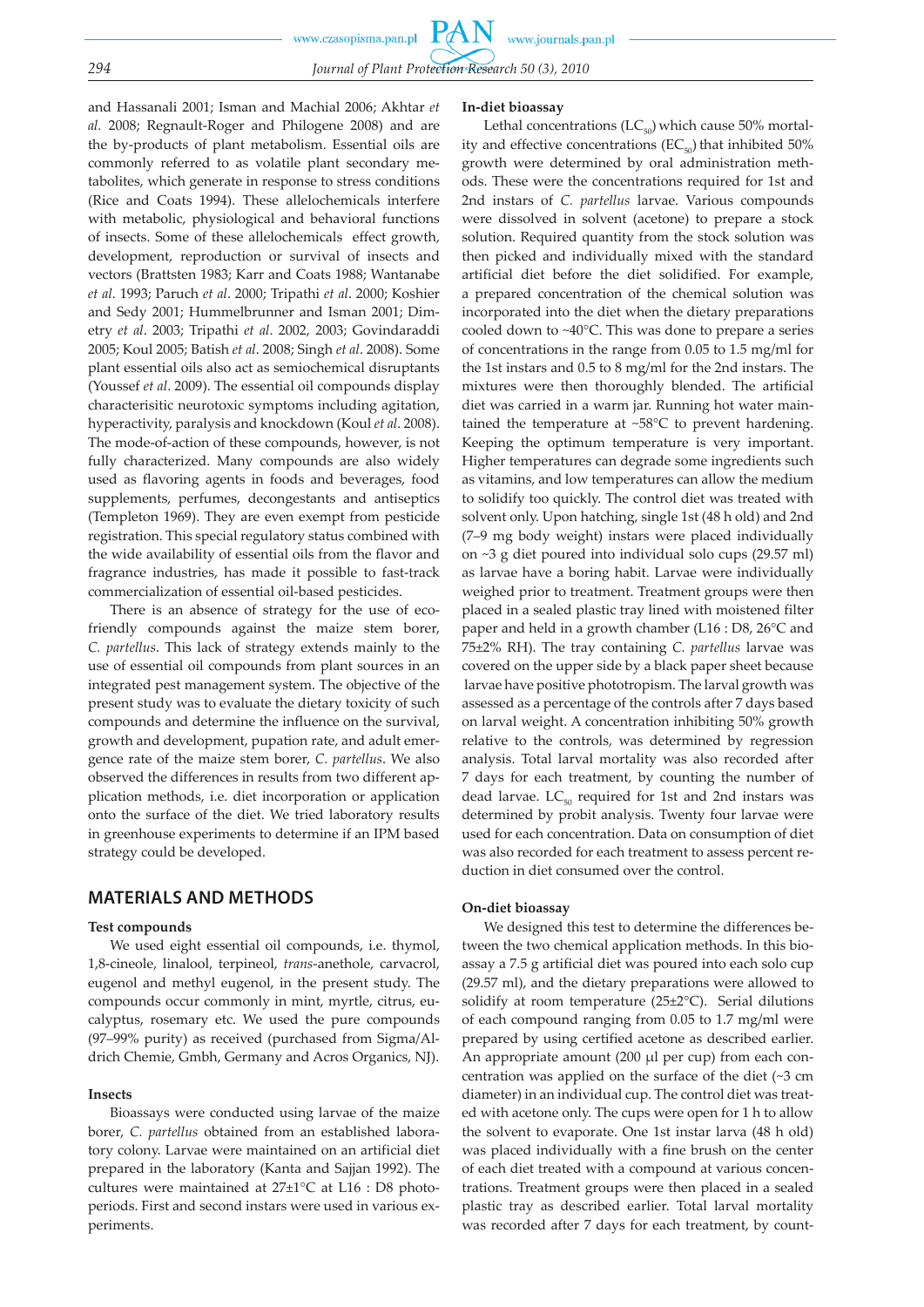and Hassanali 2001; Isman and Machial 2006; Akhtar *et al.* 2008; Regnault-Roger and Philogene 2008) and are the by-products of plant metabolism. Essential oils are commonly referred to as volatile plant secondary metabolites, which generate in response to stress conditions (Rice and Coats 1994). These allelochemicals interfere with metabolic, physiological and behavioral functions of insects. Some of these allelochemicals effect growth, development, reproduction or survival of insects and vectors (Brattsten 1983; Karr and Coats 1988; Wantanabe *et al*. 1993; Paruch *et al*. 2000; Tripathi *et al*. 2000; Koshier and Sedy 2001; Hummelbrunner and Isman 2001; Dimetry *et al*. 2003; Tripathi *et al*. 2002, 2003; Govindaraddi 2005; Koul 2005; Batish *et al*. 2008; Singh *et al*. 2008). Some plant essential oils also act as semiochemical disruptants (Youssef *et al*. 2009). The essential oil compounds display characterisitic neurotoxic symptoms including agitation, hyperactivity, paralysis and knockdown (Koul *et al*. 2008). The mode-of-action of these compounds, however, is not fully characterized. Many compounds are also widely used as flavoring agents in foods and beverages, food supplements, perfumes, decongestants and antiseptics (Templeton 1969). They are even exempt from pesticide registration. This special regulatory status combined with the wide availability of essential oils from the flavor and fragrance industries, has made it possible to fast-track commercialization of essential oil-based pesticides.

There is an absence of strategy for the use of eco-friendly compounds against the maize stem borer, *C. partellus*. This lack of strategy extends mainly to the use of essential oil compounds from plant sources in an integrated pest management system. The objective of the present study was to evaluate the dietary toxicity of such compounds and determine the influence on the survival, growth and development, pupation rate, and adult emergence rate of the maize stem borer, *C. partellus*. We also observed the differences in results from two different application methods, i.e. diet incorporation or application onto the surface of the diet. We tried laboratory results in greenhouse experiments to determine if an IPM based strategy could be developed.

## MATERIALS AND METHODS

### Test compounds

We used eight essential oil compounds, i.e. thymol, 1,8-cineole, linalool, terpineol, *trans*-anethole, carvacrol, eugenol and methyl eugenol, in the present study. The compounds occur commonly in mint, myrtle, citrus, eucalyptus, rosemary etc. We used the pure compounds (97–99% purity) as received (purchased from Sigma/Aldrich Chemie, Gmbh, Germany and Acros Organics, NJ).

### Insects

Bioassays were conducted using larvae of the maize borer, *C. partellus* obtained from an established laboratory colony. Larvae were maintained on an artificial diet prepared in the laboratory (Kanta and Sajjan 1992). The cultures were maintained at 27±1°C at L16 : D8 photoperiods. First and second instars were used in various experiments.

### In-diet bioassay

Lethal concentrations ($LC_{50}$) which cause 50% mortality and effective concentrations ($EC_{50}$) that inhibited 50% growth were determined by oral administration methods. These were the concentrations required for 1st and 2nd instars of *C. partellus* larvae. Various compounds were dissolved in solvent (acetone) to prepare a stock solution. Required quantity from the stock solution was then picked and individually mixed with the standard artificial diet before the diet solidified. For example, a prepared concentration of the chemical solution was incorporated into the diet when the dietary preparations cooled down to ~40°C. This was done to prepare a series of concentrations in the range from 0.05 to 1.5 mg/ml for the 1st instars and 0.5 to 8 mg/ml for the 2nd instars. The mixtures were then thoroughly blended. The artificial diet was carried in a warm jar. Running hot water maintained the temperature at ~58°C to prevent hardening. Keeping the optimum temperature is very important. Higher temperatures can degrade some ingredients such as vitamins, and low temperatures can allow the medium to solidify too quickly. The control diet was treated with solvent only. Upon hatching, single 1st (48 h old) and 2nd (7–9 mg body weight) instars were placed individually on ~3 g diet poured into individual solo cups (29.57 ml) as larvae have a boring habit. Larvae were individually weighed prior to treatment. Treatment groups were then placed in a sealed plastic tray lined with moistened filter paper and held in a growth chamber (L16 : D8, 26°C and 75±2% RH). The tray containing *C. partellus* larvae was covered on the upper side by a black paper sheet because larvae have positive phototropism. The larval growth was assessed as a percentage of the controls after 7 days based on larval weight. A concentration inhibiting 50% growth relative to the controls, was determined by regression analysis. Total larval mortality was also recorded after 7 days for each treatment, by counting the number of dead larvae. $LC_{50}$ required for 1st and 2nd instars was determined by probit analysis. Twenty four larvae were used for each concentration. Data on consumption of diet was also recorded for each treatment to assess percent reduction in diet consumed over the control.

### On-diet bioassay

We designed this test to determine the differences between the two chemical application methods. In this bioassay a 7.5 g artificial diet was poured into each solo cup (29.57 ml), and the dietary preparations were allowed to solidify at room temperature (25±2°C). Serial dilutions of each compound ranging from 0.05 to 1.7 mg/ml were prepared by using certified acetone as described earlier. An appropriate amount (200 µl per cup) from each concentration was applied on the surface of the diet (~3 cm diameter) in an individual cup. The control diet was treated with acetone only. The cups were open for 1 h to allow the solvent to evaporate. One 1st instar larva (48 h old) was placed individually with a fine brush on the center of each diet treated with a compound at various concentrations. Treatment groups were then placed in a sealed plastic tray as described earlier. Total larval mortality was recorded after 7 days for each treatment, by count-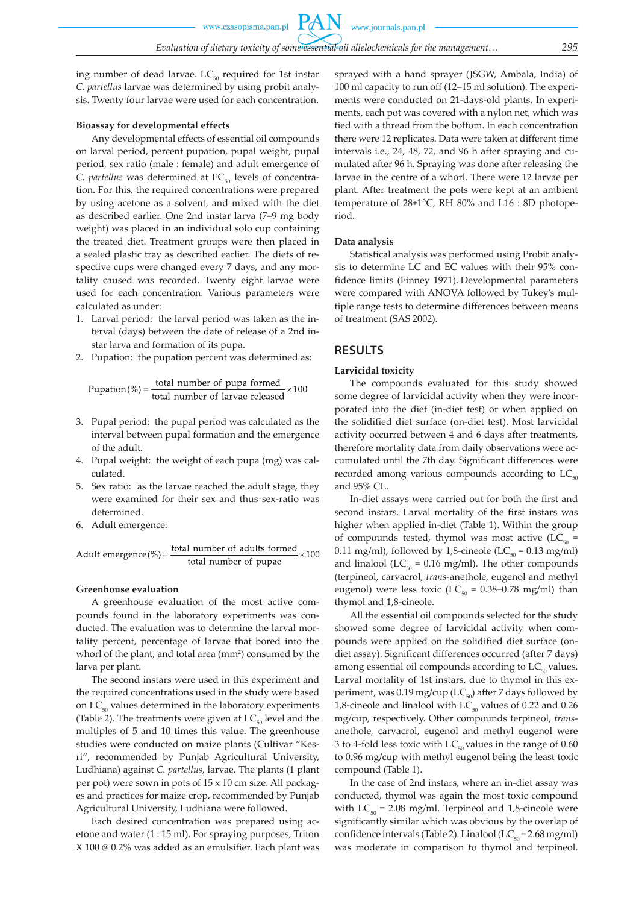ing number of dead larvae. $LC_{50}$ required for 1st instar *C. partellus* larvae was determined by using probit analysis. Twenty four larvae were used for each concentration.

**Bioassay for developmental effects**

Any developmental effects of essential oil compounds on larval period, percent pupation, pupal weight, pupal period, sex ratio (male : female) and adult emergence of *C. partellus* was determined at $EC_{50}$ levels of concentration. For this, the required concentrations were prepared by using acetone as a solvent, and mixed with the diet as described earlier. One 2nd instar larva (7–9 mg body weight) was placed in an individual solo cup containing the treated diet. Treatment groups were then placed in a sealed plastic tray as described earlier. The diets of respective cups were changed every 7 days, and any mortality caused was recorded. Twenty eight larvae were used for each concentration. Various parameters were calculated as under:

1. Larval period: the larval period was taken as the interval (days) between the date of release of a 2nd instar larva and formation of its pupa.
2. Pupation: the pupation percent was determined as:

$$\text{Pupation}(\%) = \frac{\text{total number of pupa formed}}{\text{total number of larvae released}} \times 100$$

3. Pupal period: the pupal period was calculated as the interval between pupal formation and the emergence of the adult.
4. Pupal weight: the weight of each pupa (mg) was calculated.
5. Sex ratio: as the larvae reached the adult stage, they were examined for their sex and thus sex-ratio was determined.
6. Adult emergence:

$$\text{Adult emergence}(\%) = \frac{\text{total number of adults formed}}{\text{total number of pupae}} \times 100$$

**Greenhouse evaluation**

A greenhouse evaluation of the most active compounds found in the laboratory experiments was conducted. The evaluation was to determine the larval mortality percent, percentage of larvae that bored into the whorl of the plant, and total area ($mm^2$) consumed by the larva per plant.

The second instars were used in this experiment and the required concentrations used in the study were based on $LC_{50}$ values determined in the laboratory experiments (Table 2). The treatments were given at $LC_{50}$ level and the multiples of 5 and 10 times this value. The greenhouse studies were conducted on maize plants (Cultivar "Kesri", recommended by Punjab Agricultural University, Ludhiana) against *C. partellus*, larvae. The plants (1 plant per pot) were sown in pots of 15 x 10 cm size. All packages and practices for maize crop, recommended by Punjab Agricultural University, Ludhiana were followed.

Each desired concentration was prepared using acetone and water (1 : 15 ml). For spraying purposes, Triton X 100 @ 0.2% was added as an emulsifier. Each plant was sprayed with a hand sprayer (JSGW, Ambala, India) of 100 ml capacity to run off (12–15 ml solution). The experiments were conducted on 21-days-old plants. In experiments, each pot was covered with a nylon net, which was tied with a thread from the bottom. In each concentration there were 12 replicates. Data were taken at different time intervals i.e., 24, 48, 72, and 96 h after spraying and cumulated after 96 h. Spraying was done after releasing the larvae in the centre of a whorl. There were 12 larvae per plant. After treatment the pots were kept at an ambient temperature of 28±1°C, RH 80% and L16 : 8D photoperiod.

**Data analysis**

Statistical analysis was performed using Probit analysis to determine LC and EC values with their 95% confidence limits (Finney 1971). Developmental parameters were compared with ANOVA followed by Tukey's multiple range tests to determine differences between means of treatment (SAS 2002).

## RESULTS

**Larvicidal toxicity**

The compounds evaluated for this study showed some degree of larvicidal activity when they were incorporated into the diet (in-diet test) or when applied on the solidified diet surface (on-diet test). Most larvicidal activity occurred between 4 and 6 days after treatments, therefore mortality data from daily observations were accumulated until the 7th day. Significant differences were recorded among various compounds according to $LC_{50}$ and 95% CL.

In-diet assays were carried out for both the first and second instars. Larval mortality of the first instars was higher when applied in-diet (Table 1). Within the group of compounds tested, thymol was most active ($LC_{50}$ = 0.11 mg/ml), followed by 1,8-cineole ($LC_{50}$ = 0.13 mg/ml) and linalool ($LC_{50}$ = 0.16 mg/ml). The other compounds (terpineol, carvacrol, *trans*-anethole, eugenol and methyl eugenol) were less toxic ($LC_{50}$ = 0.38–0.78 mg/ml) than thymol and 1,8-cineole.

All the essential oil compounds selected for the study showed some degree of larvicidal activity when compounds were applied on the solidified diet surface (on-diet assay). Significant differences occurred (after 7 days) among essential oil compounds according to $LC_{50}$ values. Larval mortality of 1st instars, due to thymol in this experiment, was 0.19 mg/cup ($LC_{50}$) after 7 days followed by 1,8-cineole and linalool with $LC_{50}$ values of 0.22 and 0.26 mg/cup, respectively. Other compounds terpineol, *trans*-anethole, carvacrol, eugenol and methyl eugenol were 3 to 4-fold less toxic with $LC_{50}$ values in the range of 0.60 to 0.96 mg/cup with methyl eugenol being the least toxic compound (Table 1).

In the case of 2nd instars, where an in-diet assay was conducted, thymol was again the most toxic compound with $LC_{50}$ = 2.08 mg/ml. Terpineol and 1,8-cineole were significantly similar which was obvious by the overlap of confidence intervals (Table 2). Linalool ($LC_{50}$ = 2.68 mg/ml) was moderate in comparison to thymol and terpineol.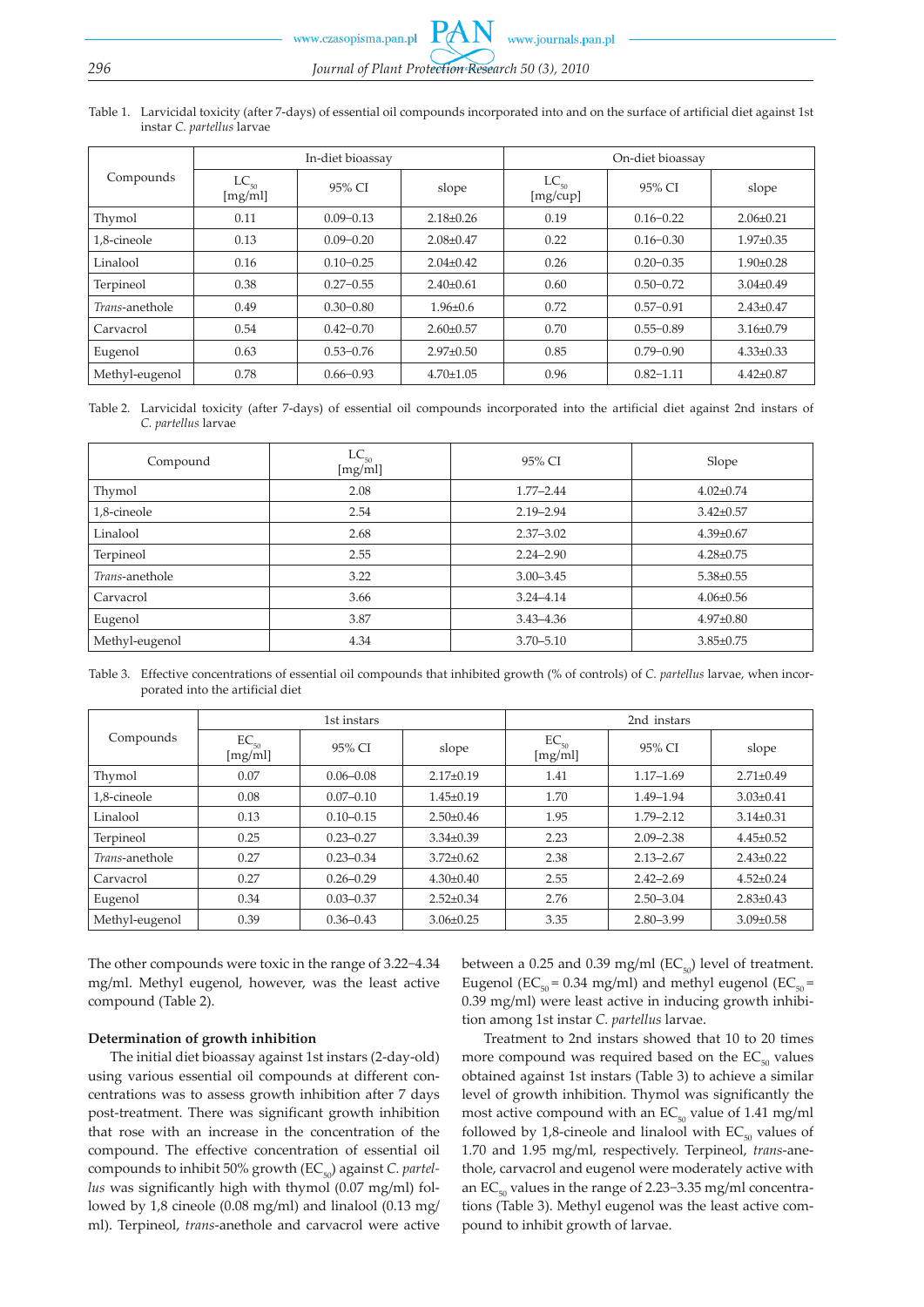Table 1. Larvicidal toxicity (after 7-days) of essential oil compounds incorporated into and on the surface of artificial diet against 1st instar *C. partellus* larvae

| Compounds | In-diet bioassay | | | On-diet bioassay | | |
|---|---|---|---|---|---|---|
| | $LC_{50}$ [mg/ml] | 95% CI | slope | $LC_{50}$ [mg/cup] | 95% CI | slope |
| Thymol | 0.11 | 0.09–0.13 | 2.18±0.26 | 0.19 | 0.16–0.22 | 2.06±0.21 |
| 1,8-cineole | 0.13 | 0.09–0.20 | 2.08±0.47 | 0.22 | 0.16–0.30 | 1.97±0.35 |
| Linalool | 0.16 | 0.10–0.25 | 2.04±0.42 | 0.26 | 0.20–0.35 | 1.90±0.28 |
| Terpineol | 0.38 | 0.27–0.55 | 2.40±0.61 | 0.60 | 0.50–0.72 | 3.04±0.49 |
| *Trans*-anethole | 0.49 | 0.30–0.80 | 1.96±0.6 | 0.72 | 0.57–0.91 | 2.43±0.47 |
| Carvacrol | 0.54 | 0.42–0.70 | 2.60±0.57 | 0.70 | 0.55–0.89 | 3.16±0.79 |
| Eugenol | 0.63 | 0.53–0.76 | 2.97±0.50 | 0.85 | 0.79–0.90 | 4.33±0.33 |
| Methyl-eugenol | 0.78 | 0.66–0.93 | 4.70±1.05 | 0.96 | 0.82–1.11 | 4.42±0.87 |

Table 2. Larvicidal toxicity (after 7-days) of essential oil compounds incorporated into the artificial diet against 2nd instars of *C. partellus* larvae

| Compound | $LC_{50}$ [mg/ml] | 95% CI | Slope |
|---|---|---|---|
| Thymol | 2.08 | 1.77–2.44 | 4.02±0.74 |
| 1,8-cineole | 2.54 | 2.19–2.94 | 3.42±0.57 |
| Linalool | 2.68 | 2.37–3.02 | 4.39±0.67 |
| Terpineol | 2.55 | 2.24–2.90 | 4.28±0.75 |
| *Trans*-anethole | 3.22 | 3.00–3.45 | 5.38±0.55 |
| Carvacrol | 3.66 | 3.24–4.14 | 4.06±0.56 |
| Eugenol | 3.87 | 3.43–4.36 | 4.97±0.80 |
| Methyl-eugenol | 4.34 | 3.70–5.10 | 3.85±0.75 |

Table 3. Effective concentrations of essential oil compounds that inhibited growth (% of controls) of *C. partellus* larvae, when incorporated into the artificial diet

| Compounds | 1st instars | | | 2nd instars | | |
|---|---|---|---|---|---|---|
| | $EC_{50}$ [mg/ml] | 95% CI | slope | $EC_{50}$ [mg/ml] | 95% CI | slope |
| Thymol | 0.07 | 0.06–0.08 | 2.17±0.19 | 1.41 | 1.17–1.69 | 2.71±0.49 |
| 1,8-cineole | 0.08 | 0.07–0.10 | 1.45±0.19 | 1.70 | 1.49–1.94 | 3.03±0.41 |
| Linalool | 0.13 | 0.10–0.15 | 2.50±0.46 | 1.95 | 1.79–2.12 | 3.14±0.31 |
| Terpineol | 0.25 | 0.23–0.27 | 3.34±0.39 | 2.23 | 2.09–2.38 | 4.45±0.52 |
| *Trans*-anethole | 0.27 | 0.23–0.34 | 3.72±0.62 | 2.38 | 2.13–2.67 | 2.43±0.22 |
| Carvacrol | 0.27 | 0.26–0.29 | 4.30±0.40 | 2.55 | 2.42–2.69 | 4.52±0.24 |
| Eugenol | 0.34 | 0.03–0.37 | 2.52±0.34 | 2.76 | 2.50–3.04 | 2.83±0.43 |
| Methyl-eugenol | 0.39 | 0.36–0.43 | 3.06±0.25 | 3.35 | 2.80–3.99 | 3.09±0.58 |

The other compounds were toxic in the range of 3.22–4.34 mg/ml. Methyl eugenol, however, was the least active compound (Table 2).

### Determination of growth inhibition

The initial diet bioassay against 1st instars (2-day-old) using various essential oil compounds at different concentrations was to assess growth inhibition after 7 days post-treatment. There was significant growth inhibition that rose with an increase in the concentration of the compound. The effective concentration of essential oil compounds to inhibit 50% growth ($EC_{50}$) against *C. partellus* was significantly high with thymol (0.07 mg/ml) followed by 1,8 cineole (0.08 mg/ml) and linalool (0.13 mg/ml). Terpineol, *trans*-anethole and carvacrol were active between a 0.25 and 0.39 mg/ml ($EC_{50}$) level of treatment. Eugenol ($EC_{50}$ = 0.34 mg/ml) and methyl eugenol ($EC_{50}$ = 0.39 mg/ml) were least active in inducing growth inhibition among 1st instar *C. partellus* larvae.

Treatment to 2nd instars showed that 10 to 20 times more compound was required based on the $EC_{50}$ values obtained against 1st instars (Table 3) to achieve a similar level of growth inhibition. Thymol was significantly the most active compound with an $EC_{50}$ value of 1.41 mg/ml followed by 1,8-cineole and linalool with $EC_{50}$ values of 1.70 and 1.95 mg/ml, respectively. Terpineol, *trans*-anethole, carvacrol and eugenol were moderately active with an $EC_{50}$ values in the range of 2.23–3.35 mg/ml concentrations (Table 3). Methyl eugenol was the least active compound to inhibit growth of larvae.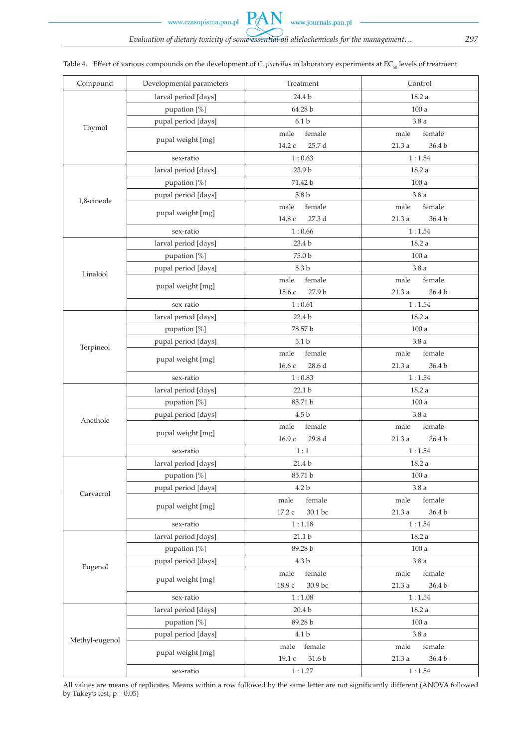Table 4. Effect of various compounds on the development of *C. partellus* in laboratory experiments at $EC_{50}$ levels of treatment

| Compound | Developmental parameters | Treatment | | Control | |
|---|---|---|---|---|---|
| Thymol | larval period [days] | 24.4 b | | 18.2 a | |
| | pupation [%] | 64.28 b | | 100 a | |
| | pupal period [days] | 6.1 b | | 3.8 a | |
| | pupal weight [mg] | male | female | male | female |
| | | 14.2 c | 25.7 d | 21.3 a | 36.4 b |
| | sex-ratio | 1 : 0.63 | | 1 : 1.54 | |
| 1,8-cineole | larval period [days] | 23.9 b | | 18.2 a | |
| | pupation [%] | 71.42 b | | 100 a | |
| | pupal period [days] | 5.8 b | | 3.8 a | |
| | pupal weight [mg] | male | female | male | female |
| | | 14.8 c | 27.3 d | 21.3 a | 36.4 b |
| | sex-ratio | 1 : 0.66 | | 1 : 1.54 | |
| Linalool | larval period [days] | 23.4 b | | 18.2 a | |
| | pupation [%] | 75.0 b | | 100 a | |
| | pupal period [days] | 5.3 b | | 3.8 a | |
| | pupal weight [mg] | male | female | male | female |
| | | 15.6 c | 27.9 b | 21.3 a | 36.4 b |
| | sex-ratio | 1 : 0.61 | | 1 : 1.54 | |
| Terpineol | larval period [days] | 22.4 b | | 18.2 a | |
| | pupation [%] | 78.57 b | | 100 a | |
| | pupal period [days] | 5.1 b | | 3.8 a | |
| | pupal weight [mg] | male | female | male | female |
| | | 16.6 c | 28.6 d | 21.3 a | 36.4 b |
| | sex-ratio | 1 : 0.83 | | 1 : 1.54 | |
| Anethole | larval period [days] | 22.1 b | | 18.2 a | |
| | pupation [%] | 85.71 b | | 100 a | |
| | pupal period [days] | 4.5 b | | 3.8 a | |
| | pupal weight [mg] | male | female | male | female |
| | | 16.9 c | 29.8 d | 21.3 a | 36.4 b |
| | sex-ratio | 1 : 1 | | 1 : 1.54 | |
| Carvacrol | larval period [days] | 21.4 b | | 18.2 a | |
| | pupation [%] | 85.71 b | | 100 a | |
| | pupal period [days] | 4.2 b | | 3.8 a | |
| | pupal weight [mg] | male | female | male | female |
| | | 17.2 c | 30.1 bc | 21.3 a | 36.4 b |
| | sex-ratio | 1 : 1.18 | | 1 : 1.54 | |
| Eugenol | larval period [days] | 21.1 b | | 18.2 a | |
| | pupation [%] | 89.28 b | | 100 a | |
| | pupal period [days] | 4.3 b | | 3.8 a | |
| | pupal weight [mg] | male | female | male | female |
| | | 18.9 c | 30.9 bc | 21.3 a | 36.4 b |
| | sex-ratio | 1 : 1.08 | | 1 : 1.54 | |
| Methyl-eugenol | larval period [days] | 20.4 b | | 18.2 a | |
| | pupation [%] | 89.28 b | | 100 a | |
| | pupal period [days] | 4.1 b | | 3.8 a | |
| | pupal weight [mg] | male | female | male | female |
| | | 19.1 c | 31.6 b | 21.3 a | 36.4 b |
| | sex-ratio | 1 : 1.27 | | 1 : 1.54 | |

All values are means of replicates. Means within a row followed by the same letter are not significantly different (ANOVA followed by Tukey's test; $p = 0.05$)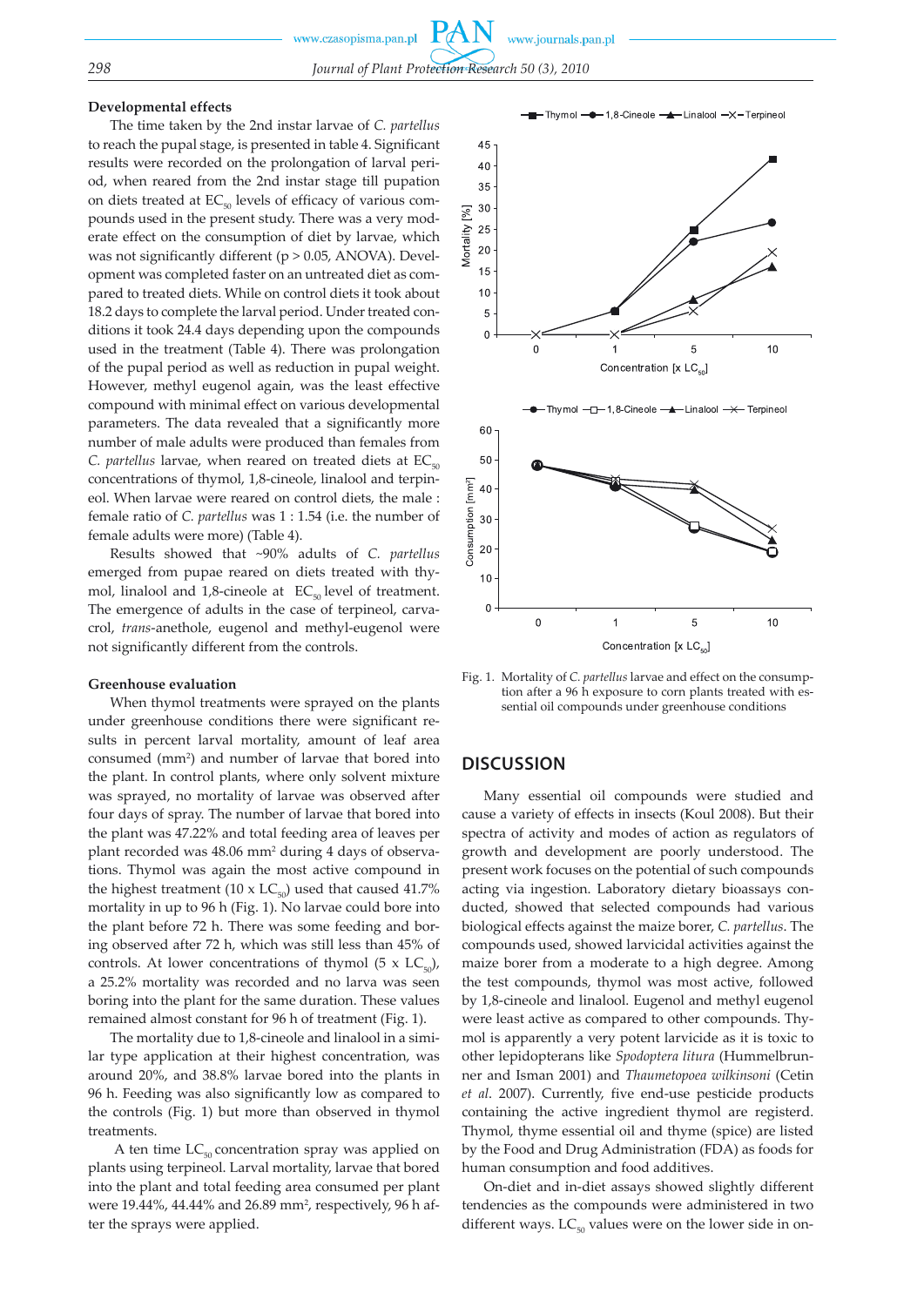### Developmental effects

The time taken by the 2nd instar larvae of *C. partellus* to reach the pupal stage, is presented in table 4. Significant results were recorded on the prolongation of larval period, when reared from the 2nd instar stage till pupation on diets treated at $EC_{50}$ levels of efficacy of various compounds used in the present study. There was a very moderate effect on the consumption of diet by larvae, which was not significantly different ($p > 0.05$, ANOVA). Development was completed faster on an untreated diet as compared to treated diets. While on control diets it took about 18.2 days to complete the larval period. Under treated conditions it took 24.4 days depending upon the compounds used in the treatment (Table 4). There was prolongation of the pupal period as well as reduction in pupal weight. However, methyl eugenol again, was the least effective compound with minimal effect on various developmental parameters. The data revealed that a significantly more number of male adults were produced than females from *C. partellus* larvae, when reared on treated diets at $EC_{50}$ concentrations of thymol, 1,8-cineole, linalool and terpineol. When larvae were reared on control diets, the male : female ratio of *C. partellus* was 1 : 1.54 (i.e. the number of female adults were more) (Table 4).

Results showed that ~90% adults of *C. partellus* emerged from pupae reared on diets treated with thymol, linalool and 1,8-cineole at $EC_{50}$ level of treatment. The emergence of adults in the case of terpineol, carvacrol, *trans*-anethole, eugenol and methyl-eugenol were not significantly different from the controls.

### Greenhouse evaluation

When thymol treatments were sprayed on the plants under greenhouse conditions there were significant results in percent larval mortality, amount of leaf area consumed ($mm^2$) and number of larvae that bored into the plant. In control plants, where only solvent mixture was sprayed, no mortality of larvae was observed after four days of spray. The number of larvae that bored into the plant was 47.22% and total feeding area of leaves per plant recorded was 48.06 $mm^2$ during 4 days of observations. Thymol was again the most active compound in the highest treatment ($10 \times LC_{50}$) used that caused 41.7% mortality in up to 96 h (Fig. 1). No larvae could bore into the plant before 72 h. There was some feeding and boring observed after 72 h, which was still less than 45% of controls. At lower concentrations of thymol ($5 \times LC_{50}$), a 25.2% mortality was recorded and no larva was seen boring into the plant for the same duration. These values remained almost constant for 96 h of treatment (Fig. 1).

The mortality due to 1,8-cineole and linalool in a similar type application at their highest concentration, was around 20%, and 38.8% larvae bored into the plants in 96 h. Feeding was also significantly low as compared to the controls (Fig. 1) but more than observed in thymol treatments.

A ten time $LC_{50}$ concentration spray was applied on plants using terpineol. Larval mortality, larvae that bored into the plant and total feeding area consumed per plant were 19.44%, 44.44% and 26.89 $mm^2$, respectively, 96 h after the sprays were applied.

Fig. 1. Mortality of *C. partellus* larvae and effect on the consumption after a 96 h exposure to corn plants treated with essential oil compounds under greenhouse conditions

## DISCUSSION

Many essential oil compounds were studied and cause a variety of effects in insects (Koul 2008). But their spectra of activity and modes of action as regulators of growth and development are poorly understood. The present work focuses on the potential of such compounds acting via ingestion. Laboratory dietary bioassays conducted, showed that selected compounds had various biological effects against the maize borer, *C. partellus*. The compounds used, showed larvicidal activities against the maize borer from a moderate to a high degree. Among the test compounds, thymol was most active, followed by 1,8-cineole and linalool. Eugenol and methyl eugenol were least active as compared to other compounds. Thymol is apparently a very potent larvicide as it is toxic to other lepidopterans like *Spodoptera litura* (Hummelbrunner and Isman 2001) and *Thaumetopoea wilkinsoni* (Cetin *et al*. 2007). Currently, five end-use pesticide products containing the active ingredient thymol are registerd. Thymol, thyme essential oil and thyme (spice) are listed by the Food and Drug Administration (FDA) as foods for human consumption and food additives.

On-diet and in-diet assays showed slightly different tendencies as the compounds were administered in two different ways. $LC_{50}$ values were on the lower side in on-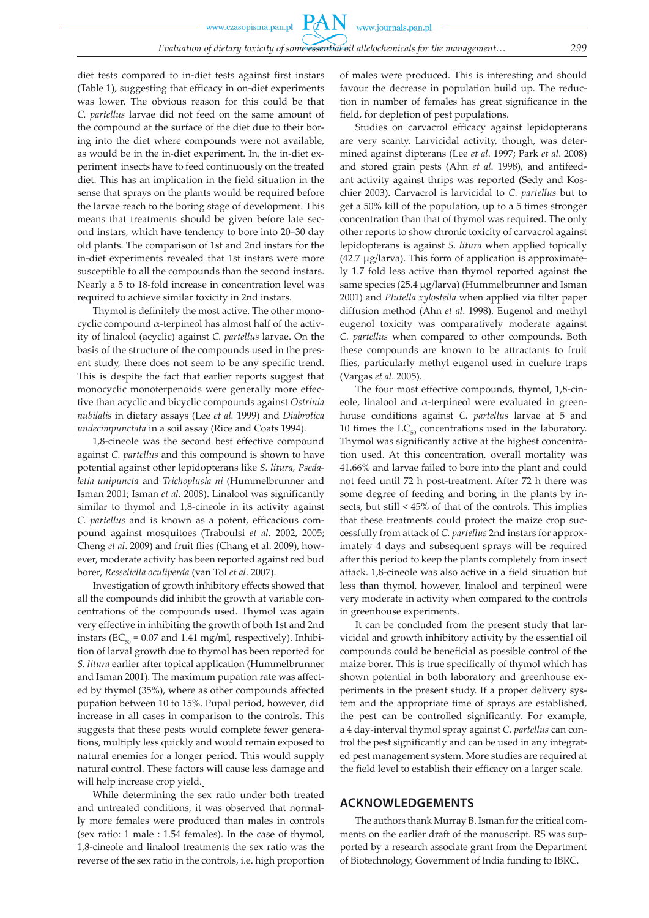diet tests compared to in-diet tests against first instars (Table 1), suggesting that efficacy in on-diet experiments was lower. The obvious reason for this could be that *C. partellus* larvae did not feed on the same amount of the compound at the surface of the diet due to their boring into the diet where compounds were not available, as would be in the in-diet experiment. In, the in-diet experiment insects have to feed continuously on the treated diet. This has an implication in the field situation in the sense that sprays on the plants would be required before the larvae reach to the boring stage of development. This means that treatments should be given before late second instars, which have tendency to bore into 20–30 day old plants. The comparison of 1st and 2nd instars for the in-diet experiments revealed that 1st instars were more susceptible to all the compounds than the second instars. Nearly a 5 to 18-fold increase in concentration level was required to achieve similar toxicity in 2nd instars.

Thymol is definitely the most active. The other monocyclic compound α-terpineol has almost half of the activity of linalool (acyclic) against *C. partellus* larvae. On the basis of the structure of the compounds used in the present study, there does not seem to be any specific trend. This is despite the fact that earlier reports suggest that monocyclic monoterpenoids were generally more effective than acyclic and bicyclic compounds against *Ostrinia nubilalis* in dietary assays (Lee *et al.* 1999) and *Diabrotica undecimpunctata* in a soil assay (Rice and Coats 1994).

1,8-cineole was the second best effective compound against *C. partellus* and this compound is shown to have potential against other lepidopterans like *S. litura, Pseudaletia unipuncta* and *Trichoplusia ni* (Hummelbrunner and Isman 2001; Isman *et al*. 2008). Linalool was significantly similar to thymol and 1,8-cineole in its activity against *C. partellus* and is known as a potent, efficacious compound against mosquitoes (Traboulsi *et al*. 2002, 2005; Cheng *et al*. 2009) and fruit flies (Chang et al. 2009), however, moderate activity has been reported against red bud borer, *Resseliella oculiperda* (van Tol *et al*. 2007).

Investigation of growth inhibitory effects showed that all the compounds did inhibit the growth at variable concentrations of the compounds used. Thymol was again very effective in inhibiting the growth of both 1st and 2nd instars ($EC_{50}$ = 0.07 and 1.41 mg/ml, respectively). Inhibition of larval growth due to thymol has been reported for *S. litura* earlier after topical application (Hummelbrunner and Isman 2001). The maximum pupation rate was affected by thymol (35%), where as other compounds affected pupation between 10 to 15%. Pupal period, however, did increase in all cases in comparison to the controls. This suggests that these pests would complete fewer generations, multiply less quickly and would remain exposed to natural enemies for a longer period. This would supply natural control. These factors will cause less damage and will help increase crop yield.

While determining the sex ratio under both treated and untreated conditions, it was observed that normally more females were produced than males in controls (sex ratio: 1 male : 1.54 females). In the case of thymol, 1,8-cineole and linalool treatments the sex ratio was the reverse of the sex ratio in the controls, i.e. high proportion of males were produced. This is interesting and should favour the decrease in population build up. The reduction in number of females has great significance in the field, for depletion of pest populations.

Studies on carvacrol efficacy against lepidopterans are very scanty. Larvicidal activity, though, was determined against dipterans (Lee *et al*. 1997; Park *et al*. 2008) and stored grain pests (Ahn *et al*. 1998), and antifeedant activity against thrips was reported (Sedy and Koschier 2003). Carvacrol is larvicidal to *C. partellus* but to get a 50% kill of the population, up to a 5 times stronger concentration than that of thymol was required. The only other reports to show chronic toxicity of carvacrol against lepidopterans is against *S. litura* when applied topically (42.7 μg/larva). This form of application is approximately 1.7 fold less active than thymol reported against the same species (25.4 μg/larva) (Hummelbrunner and Isman 2001) and *Plutella xylostella* when applied via filter paper diffusion method (Ahn *et al*. 1998). Eugenol and methyl eugenol toxicity was comparatively moderate against *C. partellus* when compared to other compounds. Both these compounds are known to be attractants to fruit flies, particularly methyl eugenol used in cuelure traps (Vargas *et al*. 2005).

The four most effective compounds, thymol, 1,8-cineole, linalool and α-terpineol were evaluated in greenhouse conditions against *C. partellus* larvae at 5 and 10 times the $LC_{50}$ concentrations used in the laboratory. Thymol was significantly active at the highest concentration used. At this concentration, overall mortality was 41.66% and larvae failed to bore into the plant and could not feed until 72 h post-treatment. After 72 h there was some degree of feeding and boring in the plants by insects, but still < 45% of that of the controls. This implies that these treatments could protect the maize crop successfully from attack of *C. partellus* 2nd instars for approximately 4 days and subsequent sprays will be required after this period to keep the plants completely from insect attack. 1,8-cineole was also active in a field situation but less than thymol, however, linalool and terpineol were very moderate in activity when compared to the controls in greenhouse experiments.

It can be concluded from the present study that larvicidal and growth inhibitory activity by the essential oil compounds could be beneficial as possible control of the maize borer. This is true specifically of thymol which has shown potential in both laboratory and greenhouse experiments in the present study. If a proper delivery system and the appropriate time of sprays are established, the pest can be controlled significantly. For example, a 4 day-interval thymol spray against *C. partellus* can control the pest significantly and can be used in any integrated pest management system. More studies are required at the field level to establish their efficacy on a larger scale.

## ACKNOWLEDGEMENTS

The authors thank Murray B. Isman for the critical comments on the earlier draft of the manuscript. RS was supported by a research associate grant from the Department of Biotechnology, Government of India funding to IBRC.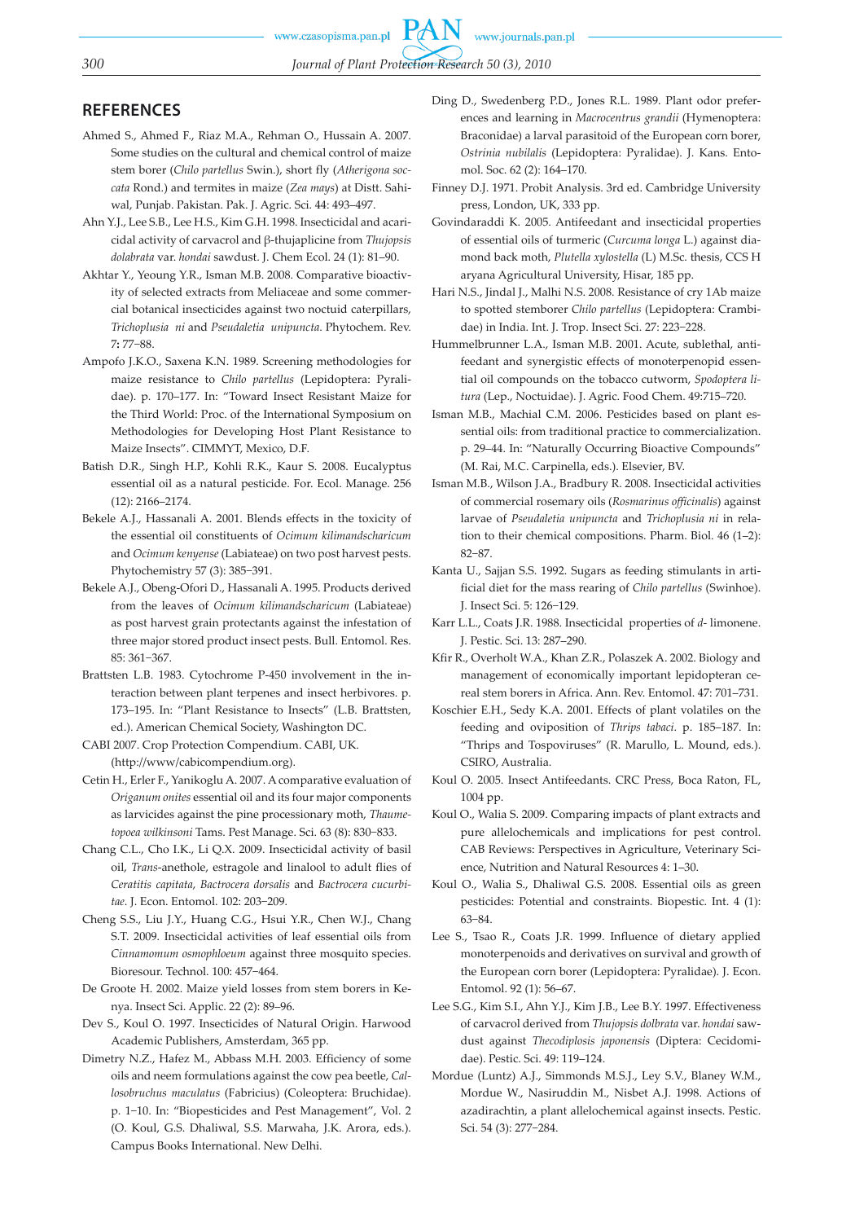## REFERENCES

Ahmed S., Ahmed F., Riaz M.A., Rehman O., Hussain A. 2007. Some studies on the cultural and chemical control of maize stem borer (*Chilo partellus* Swin.), short fly (*Atherigona soccata* Rond.) and termites in maize (*Zea mays*) at Distt. Sahiwal, Punjab. Pakistan. Pak. J. Agric. Sci. 44: 493–497.

Ahn Y.J., Lee S.B., Lee H.S., Kim G.H. 1998. Insecticidal and acaricidal activity of carvacrol and β-thujaplicine from *Thujopsis dolabrata* var. *hondai* sawdust. J. Chem Ecol. 24 (1): 81–90.

Akhtar Y., Yeoung Y.R., Isman M.B. 2008. Comparative bioactivity of selected extracts from Meliaceae and some commercial botanical insecticides against two noctuid caterpillars, *Trichoplusia ni* and *Pseudaletia unipuncta*. Phytochem. Rev. 7**:** 77–88.

Ampofo J.K.O., Saxena K.N. 1989. Screening methodologies for maize resistance to *Chilo partellus* (Lepidoptera: Pyralidae). p. 170–177. In: "Toward Insect Resistant Maize for the Third World: Proc. of the International Symposium on Methodologies for Developing Host Plant Resistance to Maize Insects". CIMMYT, Mexico, D.F.

Batish D.R., Singh H.P., Kohli R.K., Kaur S. 2008. Eucalyptus essential oil as a natural pesticide. For. Ecol. Manage. 256 (12): 2166–2174.

Bekele A.J., Hassanali A. 2001. Blends effects in the toxicity of the essential oil constituents of *Ocimum kilimandscharicum* and *Ocimum kenyense* (Labiateae) on two post harvest pests. Phytochemistry 57 (3): 385–391.

Bekele A.J., Obeng-Ofori D., Hassanali A. 1995. Products derived from the leaves of *Ocimum kilimandscharicum* (Labiateae) as post harvest grain protectants against the infestation of three major stored product insect pests. Bull. Entomol. Res. 85: 361–367.

Brattsten L.B. 1983. Cytochrome P-450 involvement in the interaction between plant terpenes and insect herbivores. p. 173–195. In: "Plant Resistance to Insects" (L.B. Brattsten, ed.). American Chemical Society, Washington DC.

CABI 2007. Crop Protection Compendium. CABI, UK. (http://www/cabicompendium.org).

Cetin H., Erler F., Yanikoglu A. 2007. A comparative evaluation of *Origanum onites* essential oil and its four major components as larvicides against the pine processionary moth, *Thaumetopoea wilkinsoni* Tams. Pest Manage. Sci. 63 (8): 830–833.

Chang C.L., Cho I.K., Li Q.X. 2009. Insecticidal activity of basil oil, *Trans*-anethole, estragole and linalool to adult flies of *Ceratitis capitata*, *Bactrocera dorsalis* and *Bactrocera cucurbitae*. J. Econ. Entomol. 102: 203–209.

Cheng S.S., Liu J.Y., Huang C.G., Hsui Y.R., Chen W.J., Chang S.T. 2009. Insecticidal activities of leaf essential oils from *Cinnamomum osmophloeum* against three mosquito species. Bioresour. Technol. 100: 457–464.

De Groote H. 2002. Maize yield losses from stem borers in Kenya. Insect Sci. Applic. 22 (2): 89–96.

Dev S., Koul O. 1997. Insecticides of Natural Origin. Harwood Academic Publishers, Amsterdam, 365 pp.

Dimetry N.Z., Hafez M., Abbass M.H. 2003. Efficiency of some oils and neem formulations against the cow pea beetle, *Callosobruchus maculatus* (Fabricius) (Coleoptera: Bruchidae). p. 1–10. In: "Biopesticides and Pest Management", Vol. 2 (O. Koul, G.S. Dhaliwal, S.S. Marwaha, J.K. Arora, eds.). Campus Books International. New Delhi.

Ding D., Swedenberg P.D., Jones R.L. 1989. Plant odor preferences and learning in *Macrocentrus grandii* (Hymenoptera: Braconidae) a larval parasitoid of the European corn borer, *Ostrinia nubilalis* (Lepidoptera: Pyralidae). J. Kans. Entomol. Soc. 62 (2): 164–170.

Finney D.J. 1971. Probit Analysis. 3rd ed. Cambridge University press, London, UK, 333 pp.

Govindaraddi K. 2005. Antifeedant and insecticidal properties of essential oils of turmeric (*Curcuma longa* L.) against diamond back moth, *Plutella xylostella* (L) M.Sc. thesis, CCS H aryana Agricultural University, Hisar, 185 pp.

Hari N.S., Jindal J., Malhi N.S. 2008. Resistance of cry 1Ab maize to spotted stemborer *Chilo partellus* (Lepidoptera: Crambidae) in India. Int. J. Trop. Insect Sci. 27: 223–228.

Hummelbrunner L.A., Isman M.B. 2001. Acute, sublethal, antifeedant and synergistic effects of monoterpenoid essential oil compounds on the tobacco cutworm, *Spodoptera litura* (Lep., Noctuidae). J. Agric. Food Chem. 49:715–720.

Isman M.B., Machial C.M. 2006. Pesticides based on plant essential oils: from traditional practice to commercialization. p. 29–44. In: "Naturally Occurring Bioactive Compounds" (M. Rai, M.C. Carpinella, eds.). Elsevier, BV.

Isman M.B., Wilson J.A., Bradbury R. 2008. Insecticidal activities of commercial rosemary oils (*Rosmarinus officinalis*) against larvae of *Pseudaletia unipuncta* and *Trichoplusia ni* in relation to their chemical compositions. Pharm. Biol. 46 (1–2): 82–87.

Kanta U., Sajjan S.S. 1992. Sugars as feeding stimulants in artificial diet for the mass rearing of *Chilo partellus* (Swinhoe). J. Insect Sci. 5: 126–129.

Karr L.L., Coats J.R. 1988. Insecticidal properties of *d*- limonene. J. Pestic. Sci. 13: 287–290.

Kfir R., Overholt W.A., Khan Z.R., Polaszek A. 2002. Biology and management of economically important lepidopteran cereal stem borers in Africa. Ann. Rev. Entomol. 47: 701–731.

Koschier E.H., Sedy K.A. 2001. Effects of plant volatiles on the feeding and oviposition of *Thrips tabaci*. p. 185–187. In: "Thrips and Tospoviruses" (R. Marullo, L. Mound, eds.). CSIRO, Australia.

Koul O. 2005. Insect Antifeedants. CRC Press, Boca Raton, FL, 1004 pp.

Koul O., Walia S. 2009. Comparing impacts of plant extracts and pure allelochemicals and implications for pest control. CAB Reviews: Perspectives in Agriculture, Veterinary Science, Nutrition and Natural Resources 4: 1–30.

Koul O., Walia S., Dhaliwal G.S. 2008. Essential oils as green pesticides: Potential and constraints. Biopestic. Int. 4 (1): 63–84.

Lee S., Tsao R., Coats J.R. 1999. Influence of dietary applied monoterpenoids and derivatives on survival and growth of the European corn borer (Lepidoptera: Pyralidae). J. Econ. Entomol. 92 (1): 56–67.

Lee S.G., Kim S.I., Ahn Y.J., Kim J.B., Lee B.Y. 1997. Effectiveness of carvacrol derived from *Thujopsis dolbrata* var. *hondai* sawdust against *Thecodiplosis japonensis* (Diptera: Cecidomidae). Pestic. Sci. 49: 119–124.

Mordue (Luntz) A.J., Simmonds M.S.J., Ley S.V., Blaney W.M., Mordue W., Nasiruddin M., Nisbet A.J. 1998. Actions of azadirachtin, a plant allelochemical against insects. Pestic. Sci. 54 (3): 277–284.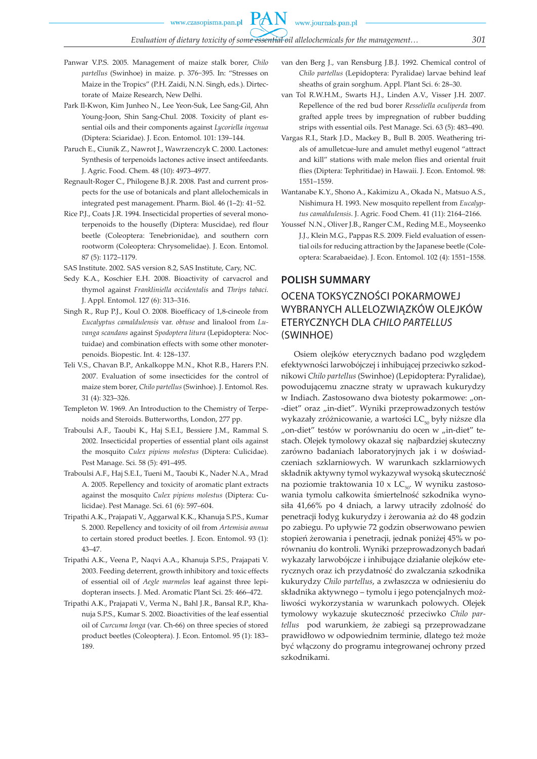Panwar V.P.S. 2005. Management of maize stalk borer, *Chilo partellus* (Swinhoe) in maize. p. 376–395. In: "Stresses on Maize in the Tropics" (P.H. Zaidi, N.N. Singh, eds.). Dirtectorate of Maize Research, New Delhi.

Park Il-Kwon, Kim Junheo N., Lee Yeon-Suk, Lee Sang-Gil, Ahn Young-Joon, Shin Sang-Chul. 2008. Toxicity of plant essential oils and their components against *Lycoriella ingenua* (Diptera: Sciaridae). J. Econ. Entomol. 101: 139–144.

Paruch E., Ciunik Z., Nawrot J., Wawrzenczyk C. 2000. Lactones: Synthesis of terpenoids lactones active insect antifeedants. J. Agric. Food. Chem. 48 (10): 4973–4977.

Regnault-Roger C., Philogene B.J.R. 2008. Past and current prospects for the use of botanicals and plant allelochemicals in integrated pest management. Pharm. Biol. 46 (1–2): 41–52.

Rice P.J., Coats J.R. 1994. Insecticidal properties of several monoterpenoids to the housefly (Diptera: Muscidae), red flour beetle (Coleoptera: Tenebrionidae), and southern corn rootworm (Coleoptera: Chrysomelidae). J. Econ. Entomol. 87 (5): 1172–1179.

SAS Institute. 2002. SAS version 8.2, SAS Institute, Cary, NC.

Sedy K.A., Koschier E.H. 2008. Bioactivity of carvacrol and thymol against *Frankliniella occidentalis* and *Thrips tabaci.* J. Appl. Entomol. 127 (6): 313–316.

Singh R., Rup P.J., Koul O. 2008. Bioefficacy of 1,8-cineole from *Eucalyptus camaldulensis* var. *obtuse* and linalool from *Luvanga scandans* against *Spodoptera litura* (Lepidoptera: Noctuidae) and combination effects with some other monoterpenoids. Biopestic. Int. 4: 128–137.

Teli V.S., Chavan B.P., Ankalkoppe M.N., Khot R.B., Harers P.N. 2007. Evaluation of some insecticides for the control of maize stem borer, *Chilo partellus* (Swinhoe). J. Entomol. Res. 31 (4): 323–326.

Templeton W. 1969. An Introduction to the Chemistry of Terpenoids and Steroids. Butterworths, London, 277 pp.

Traboulsi A.F., Taoubi K., Haj S.E.I., Bessiere J.M., Rammal S. 2002. Insecticidal properties of essential plant oils against the mosquito *Culex pipiens molestus* (Diptera: Culicidae). Pest Manage. Sci. 58 (5): 491–495.

Traboulsi A.F., Haj S.E.I., Tueni M., Taoubi K., Nader N.A., Mrad A. 2005. Repellency and toxicity of aromatic plant extracts against the mosquito *Culex pipiens molestus* (Diptera: Culicidae). Pest Manage. Sci. 61 (6): 597–604.

Tripathi A.K., Prajapati V., Aggarwal K.K., Khanuja S.P.S., Kumar S. 2000. Repellency and toxicity of oil from *Artemisia annua* to certain stored product beetles. J. Econ. Entomol. 93 (1): 43–47.

Tripathi A.K., Veena P., Naqvi A.A., Khanuja S.P.S., Prajapati V. 2003. Feeding deterrent, growth inhibitory and toxic effects of essential oil of *Aegle marmelos* leaf against three lepidopteran insects. J. Med. Aromatic Plant Sci. 25: 466–472.

Tripathi A.K., Prajapati V., Verma N., Bahl J.R., Bansal R.P., Khanuja S.P.S., Kumar S. 2002. Bioactivities of the leaf essential oil of *Curcuma longa* (var. Ch-66) on three species of stored product beetles (Coleoptera). J. Econ. Entomol. 95 (1): 183–189.

van den Berg J., van Rensburg J.B.J. 1992. Chemical control of *Chilo partellus* (Lepidoptera: Pyralidae) larvae behind leaf sheaths of grain sorghum. Appl. Plant Sci. 6: 28–30.

van Tol R.W.H.M., Swarts H.J., Linden A.V., Visser J.H. 2007. Repellence of the red bud borer *Resseliella oculiperda* from grafted apple trees by impregnation of rubber budding strips with essential oils. Pest Manage. Sci. 63 (5): 483–490.

Vargas R.I., Stark J.D., Mackey B., Bull B. 2005. Weathering trials of amulletcue-lure and amulet methyl eugenol "attract and kill" stations with male melon flies and oriental fruit flies (Diptera: Tephritidae) in Hawaii. J. Econ. Entomol. 98: 1551–1559.

Wantanabe K.Y., Shono A., Kakimizu A., Okada N., Matsuo A.S., Nishimura H. 1993. New mosquito repellent from *Eucalyptus camaldulensis.* J. Agric. Food Chem. 41 (11): 2164–2166.

Youssef N.N., Oliver J.B., Ranger C.M., Reding M.E., Moyseenko J.J., Klein M.G., Pappas R.S. 2009. Field evaluation of essential oils for reducing attraction by the Japanese beetle (Coleoptera: Scarabaeidae). J. Econ. Entomol. 102 (4): 1551–1558.

## POLISH SUMMARY

## OCENA TOKSYCZNOŚCI POKARMOWEJ WYBRANYCH ALLELOZWIĄZKÓW OLEJKÓW ETERYCZNYCH DLA *CHILO PARTELLUS* (SWINHOE)

Osiem olejków eterycznych badano pod względem efektywności larwobójczej i inhibującej przeciwko szkodnikowi *Chilo partellus* (Swinhoe) (Lepidoptera: Pyralidae), powodującemu znaczne straty w uprawach kukurydzy w Indiach. Zastosowano dwa biotesty pokarmowe: „on-diet" oraz „in-diet". Wyniki przeprowadzonych testów wykazały zróżnicowanie, a wartości $LC_{50}$ były niższe dla „on-diet" testów w porównaniu do ocen w „in-diet" testach. Olejek tymolowy okazał się najbardziej skuteczny zarówno badaniach laboratoryjnych jak i w doświadczeniach szklarniowych. W warunkach szklarniowych składnik aktywny tymol wykazywał wysoką skuteczność na poziomie traktowania 10 x $LC_{50}$. W wyniku zastosowania tymolu całkowita śmiertelność szkodnika wynosiła 41,66% po 4 dniach, a larwy utraciły zdolność do penetracji łodyg kukurydzy i żerowania aż do 48 godzin po zabiegu. Po upływie 72 godzin obserwowano pewien stopień żerowania i penetracji, jednak poniżej 45% w porównaniu do kontroli. Wyniki przeprowadzonych badań wykazały larwobójcze i inhibujące działanie olejków eterycznych oraz ich przydatność do zwalczania szkodnika kukurydzy *Chilo partellus*, a zwłaszcza w odniesieniu do składnika aktywnego – tymolu i jego potencjalnych możliwości wykorzystania w warunkach polowych. Olejek tymolowy wykazuje skuteczność przeciwko *Chilo partellus* pod warunkiem, że zabiegi są przeprowadzane prawidłowo w odpowiednim terminie, dlatego też może być włączony do programu integrowanej ochrony przed szkodnikami.